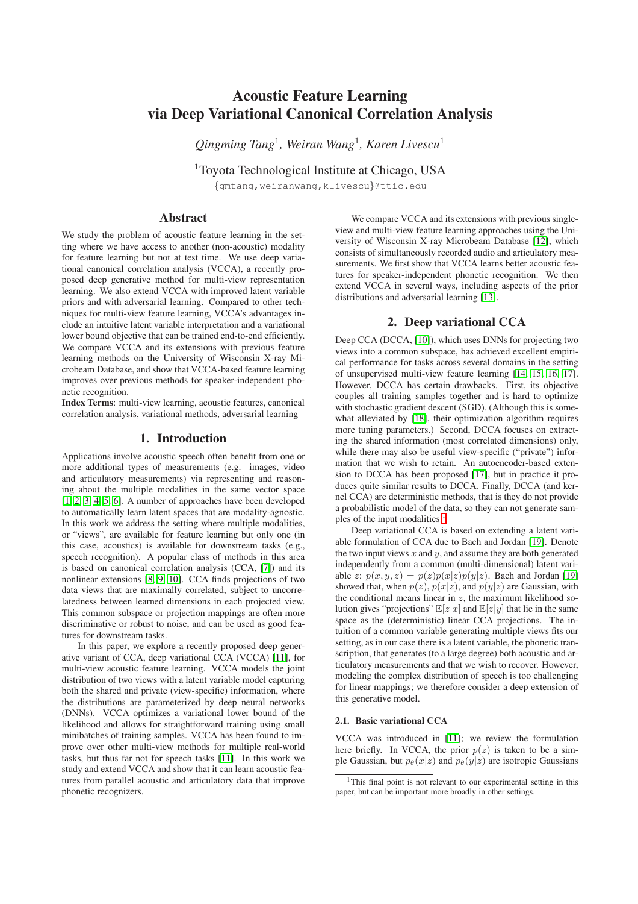# Acoustic Feature Learning via Deep Variational Canonical Correlation Analysis

*Qingming Tang*[1], *Weiran Wang*[1], *Karen Livescu*[1]

[1]Toyota Technological Institute at Chicago, USA

{qmtang,weiranwang,klivescu}@ttic.edu

## Abstract

We study the problem of acoustic feature learning in the setting where we have access to another (non-acoustic) modality for feature learning but not at test time. We use deep variational canonical correlation analysis (VCCA), a recently proposed deep generative method for multi-view representation learning. We also extend VCCA with improved latent variable priors and with adversarial learning. Compared to other techniques for multi-view feature learning, VCCA's advantages include an intuitive latent variable interpretation and a variational lower bound objective that can be trained end-to-end efficiently. We compare VCCA and its extensions with previous feature learning methods on the University of Wisconsin X-ray Microbeam Database, and show that VCCA-based feature learning improves over previous methods for speaker-independent phonetic recognition.

**Index Terms**: multi-view learning, acoustic features, canonical correlation analysis, variational methods, adversarial learning

## 1. Introduction

Applications involve acoustic speech often benefit from one or more additional types of measurements (e.g. images, video and articulatory measurements) via representing and reasoning about the multiple modalities in the same vector space [1, 2, 3, 4, 5, 6]. A number of approaches have been developed to automatically learn latent spaces that are modality-agnostic. In this work we address the setting where multiple modalities, or "views", are available for feature learning but only one (in this case, acoustics) is available for downstream tasks (e.g., speech recognition). A popular class of methods in this area is based on canonical correlation analysis (CCA, [7]) and its nonlinear extensions [8, 9, 10]. CCA finds projections of two data views that are maximally correlated, subject to uncorrelatedness between learned dimensions in each projected view. This common subspace or projection mappings are often more discriminative or robust to noise, and can be used as good features for downstream tasks.

In this paper, we explore a recently proposed deep generative variant of CCA, deep variational CCA (VCCA) [11], for multi-view acoustic feature learning. VCCA models the joint distribution of two views with a latent variable model capturing both the shared and private (view-specific) information, where the distributions are parameterized by deep neural networks (DNNs). VCCA optimizes a variational lower bound of the likelihood and allows for straightforward training using small minibatches of training samples. VCCA has been found to improve over other multi-view methods for multiple real-world tasks, but thus far not for speech tasks [11]. In this work we study and extend VCCA and show that it can learn acoustic features from parallel acoustic and articulatory data that improve phonetic recognizers.

We compare VCCA and its extensions with previous single-view and multi-view feature learning approaches using the University of Wisconsin X-ray Microbeam Database [12], which consists of simultaneously recorded audio and articulatory measurements. We first show that VCCA learns better acoustic features for speaker-independent phonetic recognition. We then extend VCCA in several ways, including aspects of the prior distributions and adversarial learning [13].

## 2. Deep variational CCA

Deep CCA (DCCA, [10]), which uses DNNs for projecting two views into a common subspace, has achieved excellent empirical performance for tasks across several domains in the setting of unsupervised multi-view feature learning [14, 15, 16, 17]. However, DCCA has certain drawbacks. First, its objective couples all training samples together and is hard to optimize with stochastic gradient descent (SGD). (Although this is somewhat alleviated by [18], their optimization algorithm requires more tuning parameters.) Second, DCCA focuses on extracting the shared information (most correlated dimensions) only, while there may also be useful view-specific ("private") information that we wish to retain. An autoencoder-based extension to DCCA has been proposed [17], but in practice it produces quite similar results to DCCA. Finally, DCCA (and kernel CCA) are deterministic methods, that is they do not provide a probabilistic model of the data, so they can not generate samples of the input modalities.[1]

Deep variational CCA is based on extending a latent variable formulation of CCA due to Bach and Jordan [19]. Denote the two input views $x$ and $y$, and assume they are both generated independently from a common (multi-dimensional) latent variable $z$: $p(x, y, z) = p(z)p(x|z)p(y|z)$. Bach and Jordan [19] showed that, when $p(z)$, $p(x|z)$, and $p(y|z)$ are Gaussian, with the conditional means linear in $z$, the maximum likelihood solution gives "projections" $\mathbb{E}[z|x]$ and $\mathbb{E}[z|y]$ that lie in the same space as the (deterministic) linear CCA projections. The intuition of a common variable generating multiple views fits our setting, as in our case there is a latent variable, the phonetic transcription, that generates (to a large degree) both acoustic and articulatory measurements and that we wish to recover. However, modeling the complex distribution of speech is too challenging for linear mappings; we therefore consider a deep extension of this generative model.

### 2.1. Basic variational CCA

VCCA was introduced in [11]; we review the formulation here briefly. In VCCA, the prior $p(z)$ is taken to be a simple Gaussian, but $p_\theta(x|z)$ and $p_\theta(y|z)$ are isotropic Gaussians

[1]This final point is not relevant to our experimental setting in this paper, but can be important more broadly in other settings.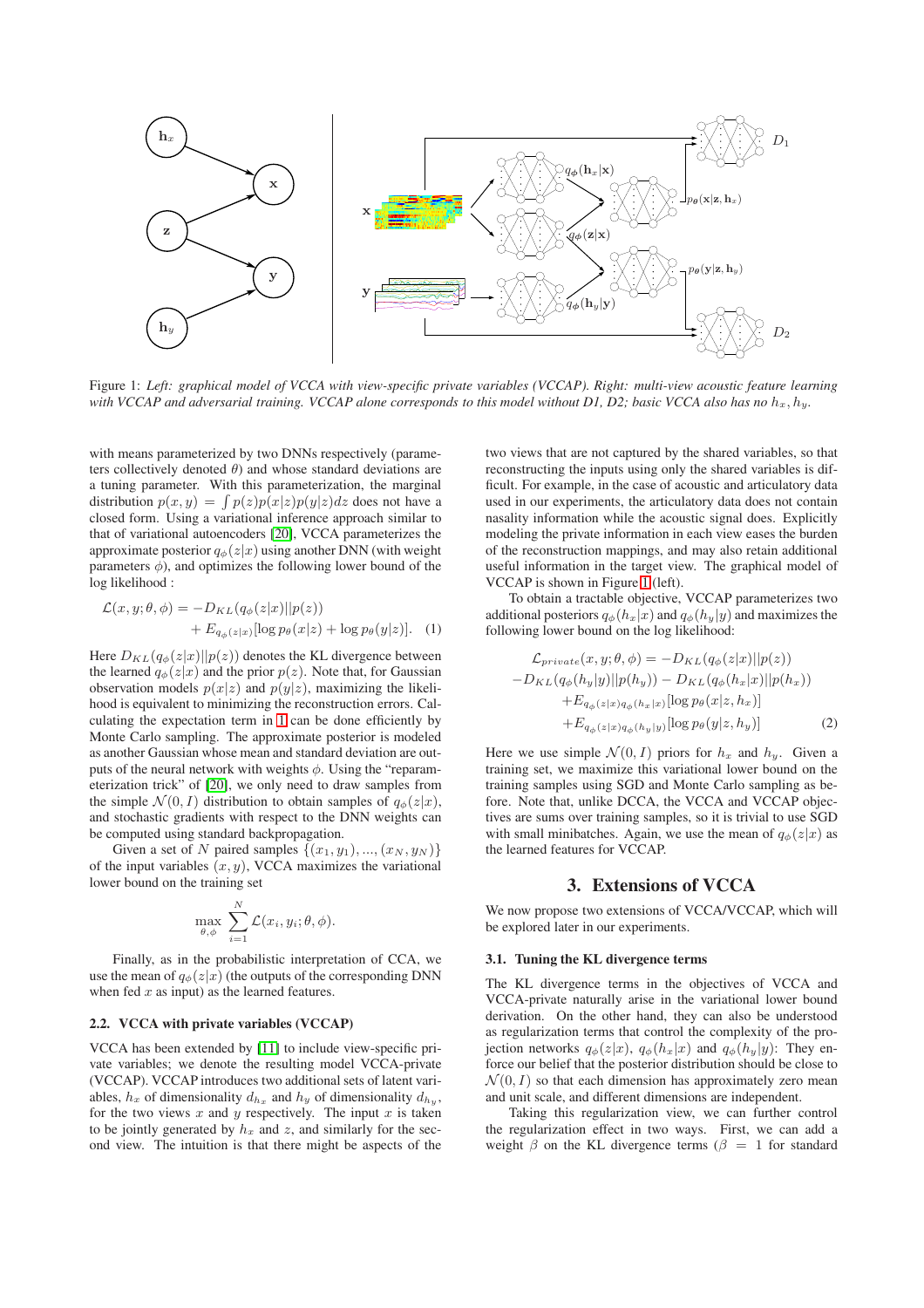Figure 1: *Left: graphical model of VCCA with view-specific private variables (VCCAP). Right: multi-view acoustic feature learning with VCCAP and adversarial training. VCCAP alone corresponds to this model without D1, D2; basic VCCA also has no $h_x, h_y$.*

with means parameterized by two DNNs respectively (parameters collectively denoted $\theta$) and whose standard deviations are a tuning parameter. With this parameterization, the marginal distribution $p(x, y) = \int p(z)p(x|z)p(y|z)dz$ does not have a closed form. Using a variational inference approach similar to that of variational autoencoders [20], VCCA parameterizes the approximate posterior $q_\phi(z|x)$ using another DNN (with weight parameters $\phi$), and optimizes the following lower bound of the log likelihood :

$$
\mathcal{L}(x, y; \theta, \phi) = -D_{KL}(q_\phi(z|x)||p(z)) + E_{q_\phi(z|x)}[\log p_\theta(x|z) + \log p_\theta(y|z)]. \quad (1)
$$

Here $D_{KL}(q_\phi(z|x)||p(z))$ denotes the KL divergence between the learned $q_\phi(z|x)$ and the prior $p(z)$. Note that, for Gaussian observation models $p(x|z)$ and $p(y|z)$, maximizing the likelihood is equivalent to minimizing the reconstruction errors. Calculating the expectation term in 1 can be done efficiently by Monte Carlo sampling. The approximate posterior is modeled as another Gaussian whose mean and standard deviation are outputs of the neural network with weights $\phi$. Using the "reparameterization trick" of [20], we only need to draw samples from the simple $\mathcal{N}(0, I)$ distribution to obtain samples of $q_\phi(z|x)$, and stochastic gradients with respect to the DNN weights can be computed using standard backpropagation.

Given a set of $N$ paired samples $\{(x_1, y_1), ..., (x_N, y_N)\}$ of the input variables $(x, y)$, VCCA maximizes the variational lower bound on the training set

$$
\max_{\theta,\phi} \sum_{i=1}^{N} \mathcal{L}(x_i, y_i; \theta, \phi).
$$

Finally, as in the probabilistic interpretation of CCA, we use the mean of $q_\phi(z|x)$ (the outputs of the corresponding DNN when fed $x$ as input) as the learned features.

### 2.2. VCCA with private variables (VCCAP)

VCCA has been extended by [11] to include view-specific private variables; we denote the resulting model VCCA-private (VCCAP). VCCAP introduces two additional sets of latent variables, $h_x$ of dimensionality $d_{h_x}$ and $h_y$ of dimensionality $d_{h_y}$, for the two views $x$ and $y$ respectively. The input $x$ is taken to be jointly generated by $h_x$ and $z$, and similarly for the second view. The intuition is that there might be aspects of the two views that are not captured by the shared variables, so that reconstructing the inputs using only the shared variables is difficult. For example, in the case of acoustic and articulatory data used in our experiments, the articulatory data does not contain nasality information while the acoustic signal does. Explicitly modeling the private information in each view eases the burden of the reconstruction mappings, and may also retain additional useful information in the target view. The graphical model of VCCAP is shown in Figure 1 (left).

To obtain a tractable objective, VCCAP parameterizes two additional posteriors $q_\phi(h_x|x)$ and $q_\phi(h_y|y)$ and maximizes the following lower bound on the log likelihood:

$$
\begin{aligned}
\mathcal{L}_{private}(x, y; \theta, \phi) = &-D_{KL}(q_\phi(z|x)||p(z)) \\
&-D_{KL}(q_\phi(h_y|y)||p(h_y)) - D_{KL}(q_\phi(h_x|x)||p(h_x)) \\
&+E_{q_\phi(z|x)q_\phi(h_x|x)}[\log p_\theta(x|z, h_x)] \\
&+E_{q_\phi(z|x)q_\phi(h_y|y)}[\log p_\theta(y|z, h_y)] \quad (2)
\end{aligned}
$$

Here we use simple $\mathcal{N}(0, I)$ priors for $h_x$ and $h_y$. Given a training set, we maximize this variational lower bound on the training samples using SGD and Monte Carlo sampling as before. Note that, unlike DCCA, the VCCA and VCCAP objectives are sums over training samples, so it is trivial to use SGD with small minibatches. Again, we use the mean of $q_\phi(z|x)$ as the learned features for VCCAP.

## 3. Extensions of VCCA

We now propose two extensions of VCCA/VCCAP, which will be explored later in our experiments.

### 3.1. Tuning the KL divergence terms

The KL divergence terms in the objectives of VCCA and VCCA-private naturally arise in the variational lower bound derivation. On the other hand, they can also be understood as regularization terms that control the complexity of the projection networks $q_\phi(z|x)$, $q_\phi(h_x|x)$ and $q_\phi(h_y|y)$: They enforce our belief that the posterior distribution should be close to $\mathcal{N}(0, I)$ so that each dimension has approximately zero mean and unit scale, and different dimensions are independent.

Taking this regularization view, we can further control the regularization effect in two ways. First, we can add a weight $\beta$ on the KL divergence terms ($\beta = 1$ for standard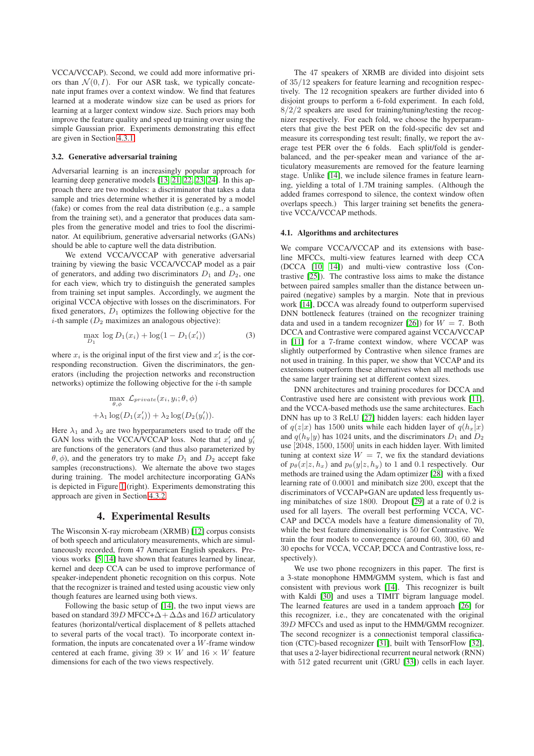VCCA/VCCAP). Second, we could add more informative priors than $\mathcal{N}(0, I)$. For our ASR task, we typically concatenate input frames over a context window. We find that features learned at a moderate window size can be used as priors for learning at a larger context window size. Such priors may both improve the feature quality and speed up training over using the simple Gaussian prior. Experiments demonstrating this effect are given in Section 4.3.1.

### 3.2. Generative adversarial training

Adversarial learning is an increasingly popular approach for learning deep generative models [13, 21, 22, 23, 24]. In this approach there are two modules: a discriminator that takes a data sample and tries determine whether it is generated by a model (fake) or comes from the real data distribution (e.g., a sample from the training set), and a generator that produces data samples from the generative model and tries to fool the discriminator. At equilibrium, generative adversarial networks (GANs) should be able to capture well the data distribution.

We extend VCCA/VCCAP with generative adversarial training by viewing the basic VCCA/VCCAP model as a pair of generators, and adding two discriminators $D_1$ and $D_2$, one for each view, which try to distinguish the generated samples from training set input samples. Accordingly, we augment the original VCCA objective with losses on the discriminators. For fixed generators, $D_1$ optimizes the following objective for the $i$-th sample ($D_2$ maximizes an analogous objective):

$$\max_{D_1} \log D_1(x_i) + \log(1 - D_1(x'_i)) \tag{3}$$

where $x_i$ is the original input of the first view and $x'_i$ is the corresponding reconstruction. Given the discriminators, the generators (including the projection networks and reconstruction networks) optimize the following objective for the $i$-th sample

$$\max_{\theta,\phi} \mathcal{L}_{private}(x_i, y_i; \theta, \phi)$$
$$+\lambda_1 \log(D_1(x'_i)) + \lambda_2 \log(D_2(y'_i)).$$

Here $\lambda_1$ and $\lambda_2$ are two hyperparameters used to trade off the GAN loss with the VCCA/VCCAP loss. Note that $x'_i$ and $y'_i$ are functions of the generators (and thus also parameterized by $\theta, \phi$), and the generators try to make $D_1$ and $D_2$ accept fake samples (reconstructions). We alternate the above two stages during training. The model architecture incorporating GANs is depicted in Figure 1 (right). Experiments demonstrating this approach are given in Section 4.3.2.

## 4. Experimental Results

The Wisconsin X-ray microbeam (XRMB) [12] corpus consists of both speech and articulatory measurements, which are simultaneously recorded, from 47 American English speakers. Previous works [5, 14] have shown that features learned by linear, kernel and deep CCA can be used to improve performance of speaker-independent phonetic recognition on this corpus. Note that the recognizer is trained and tested using acoustic view only though features are learned using both views.

Following the basic setup of [14], the two input views are based on standard $39D$ MFCC+$\Delta + \Delta\Delta$s and $16D$ articulatory features (horizontal/vertical displacement of 8 pellets attached to several parts of the vocal tract). To incorporate context information, the inputs are concatenated over a $W$-frame window centered at each frame, giving $39 \times W$ and $16 \times W$ feature dimensions for each of the two views respectively.

The 47 speakers of XRMB are divided into disjoint sets of $35/12$ speakers for feature learning and recognition respectively. The 12 recognition speakers are further divided into 6 disjoint groups to perform a 6-fold experiment. In each fold, $8/2/2$ speakers are used for training/tuning/testing the recognizer respectively. For each fold, we choose the hyperparameters that give the best PER on the fold-specific dev set and measure its corresponding test result; finally, we report the average test PER over the 6 folds. Each split/fold is gender-balanced, and the per-speaker mean and variance of the articulatory measurements are removed for the feature learning stage. Unlike [14], we include silence frames in feature learning, yielding a total of 1.7M training samples. (Although the added frames correspond to silence, the context window often overlaps speech.) This larger training set benefits the generative VCCA/VCCAP methods.

### 4.1. Algorithms and architectures

We compare VCCA/VCCAP and its extensions with baseline MFCCs, multi-view features learned with deep CCA (DCCA [10, 14]) and multi-view contrastive loss (Contrastive [25]). The contrastive loss aims to make the distance between paired samples smaller than the distance between unpaired (negative) samples by a margin. Note that in previous work [14], DCCA was already found to outperform supervised DNN bottleneck features (trained on the recognizer training data and used in a tandem recognizer [26]) for $W = 7$. Both DCCA and Contrastive were compared against VCCA/VCCAP in [11] for a 7-frame context window, where VCCAP was slightly outperformed by Contrastive when silence frames are not used in training. In this paper, we show that VCCAP and its extensions outperform these alternatives when all methods use the same larger training set at different context sizes.

DNN architectures and training procedures for DCCA and Contrastive used here are consistent with previous work [11], and the VCCA-based methods use the same architectures. Each DNN has up to 3 ReLU [27] hidden layers: each hidden layer of $q(z|x)$ has 1500 units while each hidden layer of $q(h_x|x)$ and $q(h_y|y)$ has 1024 units, and the discriminators $D_1$ and $D_2$ use [2048, 1500, 1500] units in each hidden layer. With limited tuning at context size $W = 7$, we fix the standard deviations of $p_\theta(x|z, h_x)$ and $p_\theta(y|z, h_y)$ to 1 and 0.1 respectively. Our methods are trained using the Adam optimizer [28] with a fixed learning rate of 0.0001 and minibatch size 200, except that the discriminators of VCCAP+GAN are updated less frequently using minibatches of size 1800. Dropout [29] at a rate of 0.2 is used for all layers. The overall best performing VCCA, VCCAP and DCCA models have a feature dimensionality of 70, while the best feature dimensionality is 50 for Contrastive. We train the four models to convergence (around 60, 300, 60 and 30 epochs for VCCA, VCCAP, DCCA and Contrastive loss, respectively).

We use two phone recognizers in this paper. The first is a 3-state monophone HMM/GMM system, which is fast and consistent with previous work [14]. This recognizer is built with Kaldi [30] and uses a TIMIT bigram language model. The learned features are used in a tandem approach [26] for this recognizer, i.e., they are concatenated with the original $39D$ MFCCs and used as input to the HMM/GMM recognizer. The second recognizer is a connectionist temporal classification (CTC)-based recognizer [31], built with TensorFlow [32], that uses a 2-layer bidirectional recurrent neural network (RNN) with 512 gated recurrent unit (GRU [33]) cells in each layer.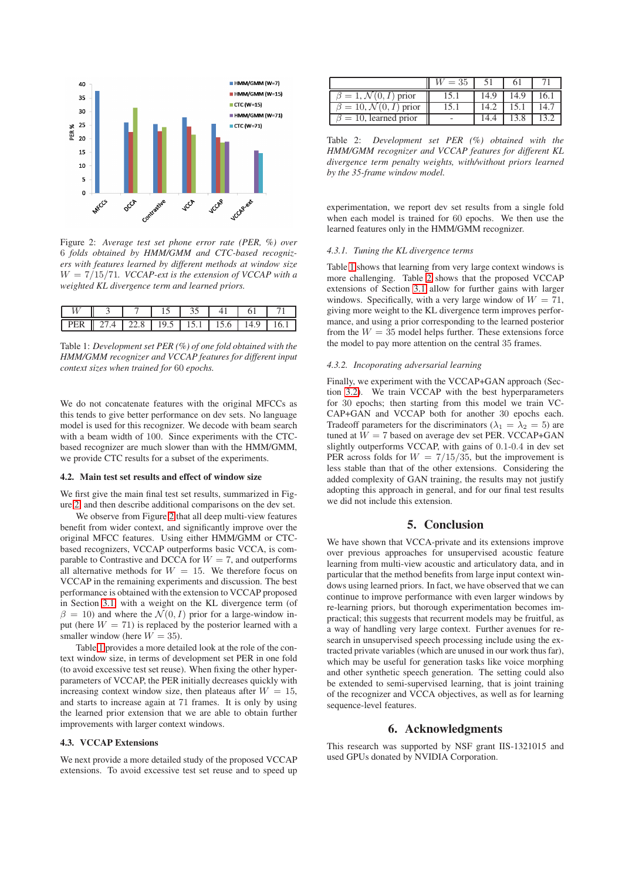Figure 2: *Average test set phone error rate (PER, %) over 6 folds obtained by HMM/GMM and CTC-based recognizers with features learned by different methods at window size $W = 7/15/71$. VCCAP-ext is the extension of VCCAP with a weighted KL divergence term and learned priors.*

| $W$ | 3 | 7 | 15 | 35 | 41 | 61 | 71 |
|---|---|---|---|---|---|---|---|
| PER | 27.4 | 22.8 | 19.5 | 15.1 | 15.6 | 14.9 | 16.1 |

Table 1: *Development set PER (%) of one fold obtained with the HMM/GMM recognizer and VCCAP features for different input context sizes when trained for* 60 *epochs.*

We do not concatenate features with the original MFCCs as this tends to give better performance on dev sets. No language model is used for this recognizer. We decode with beam search with a beam width of 100. Since experiments with the CTC-based recognizer are much slower than with the HMM/GMM, we provide CTC results for a subset of the experiments.

### 4.2. Main test set results and effect of window size

We first give the main final test set results, summarized in Figure 2, and then describe additional comparisons on the dev set.

We observe from Figure 2 that all deep multi-view features benefit from wider context, and significantly improve over the original MFCC features. Using either HMM/GMM or CTC-based recognizers, VCCAP outperforms basic VCCA, is comparable to Contrastive and DCCA for $W = 7$, and outperforms all alternative methods for $W = 15$. We therefore focus on VCCAP in the remaining experiments and discussion. The best performance is obtained with the extension to VCCAP proposed in Section 3.1, with a weight on the KL divergence term (of $\beta = 10$) and where the $\mathcal{N}(0, I)$ prior for a large-window input (here $W = 71$) is replaced by the posterior learned with a smaller window (here $W = 35$).

Table 1 provides a more detailed look at the role of the context window size, in terms of development set PER in one fold (to avoid excessive test set reuse). When fixing the other hyperparameters of VCCAP, the PER initially decreases quickly with increasing context window size, then plateaus after $W = 15$, and starts to increase again at 71 frames. It is only by using the learned prior extension that we are able to obtain further improvements with larger context windows.

### 4.3. VCCAP Extensions

We next provide a more detailed study of the proposed VCCAP extensions. To avoid excessive test set reuse and to speed up experimentation, we report dev set results from a single fold when each model is trained for 60 epochs. We then use the learned features only in the HMM/GMM recognizer.

| | $W = 35$ | 51 | 61 | 71 |
|---|---|---|---|---|
| $\beta = 1, \mathcal{N}(0, I)$ prior | 15.1 | 14.9 | 14.9 | 16.1 |
| $\beta = 10, \mathcal{N}(0, I)$ prior | 15.1 | 14.2 | 15.1 | 14.7 |
| $\beta = 10$, learned prior | - | 14.4 | 13.8 | 13.2 |

Table 2: *Development set PER (%) obtained with the HMM/GMM recognizer and VCCAP features for different KL divergence term penalty weights, with/without priors learned by the 35-frame window model.*

#### 4.3.1. Tuning the KL divergence terms

Table 1 shows that learning from very large context windows is more challenging. Table 2 shows that the proposed VCCAP extensions of Section 3.1 allow for further gains with larger windows. Specifically, with a very large window of $W = 71$, giving more weight to the KL divergence term improves performance, and using a prior corresponding to the learned posterior from the $W = 35$ model helps further. These extensions force the model to pay more attention on the central 35 frames.

#### 4.3.2. Incoporating adversarial learning

Finally, we experiment with the VCCAP+GAN approach (Section 3.2). We train VCCAP with the best hyperparameters for 30 epochs; then starting from this model we train VCCAP+GAN and VCCAP both for another 30 epochs each. Tradeoff parameters for the discriminators ($\lambda_1 = \lambda_2 = 5$) are tuned at $W = 7$ based on average dev set PER. VCCAP+GAN slightly outperforms VCCAP, with gains of 0.1-0.4 in dev set PER across folds for $W = 7/15/35$, but the improvement is less stable than that of the other extensions. Considering the added complexity of GAN training, the results may not justify adopting this approach in general, and for our final test results we did not include this extension.

## 5. Conclusion

We have shown that VCCA-private and its extensions improve over previous approaches for unsupervised acoustic feature learning from multi-view acoustic and articulatory data, and in particular that the method benefits from large input context windows using learned priors. In fact, we have observed that we can continue to improve performance with even larger windows by re-learning priors, but thorough experimentation becomes impractical; this suggests that recurrent models may be fruitful, as a way of handling very large context. Further avenues for research in unsupervised speech processing include using the extracted private variables (which are unused in our work thus far), which may be useful for generation tasks like voice morphing and other synthetic speech generation. The setting could also be extended to semi-supervised learning, that is joint training of the recognizer and VCCA objectives, as well as for learning sequence-level features.

## 6. Acknowledgments

This research was supported by NSF grant IIS-1321015 and used GPUs donated by NVIDIA Corporation.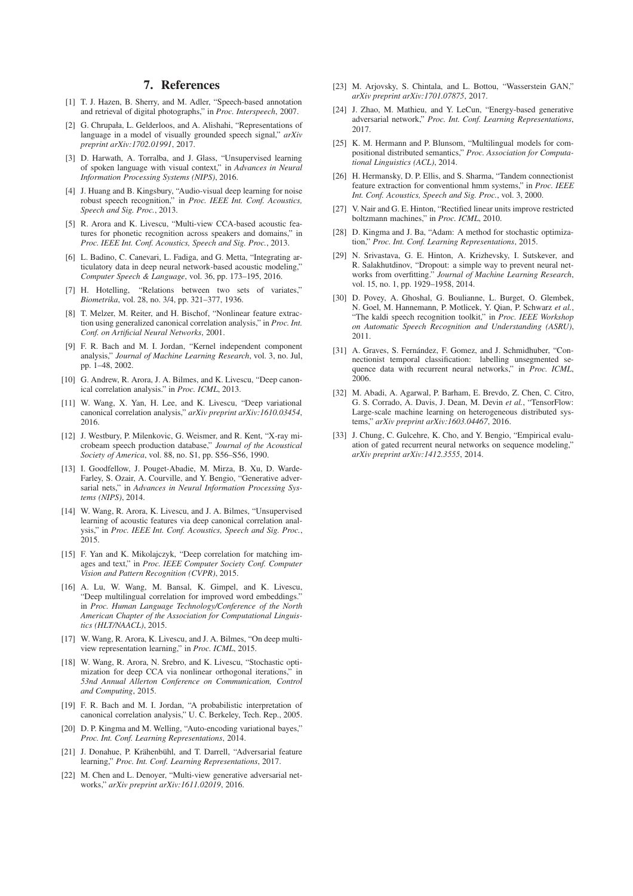## 7. References

[1] T. J. Hazen, B. Sherry, and M. Adler, "Speech-based annotation and retrieval of digital photographs," in *Proc. Interspeech*, 2007.

[2] G. Chrupała, L. Gelderloos, and A. Alishahi, "Representations of language in a model of visually grounded speech signal," *arXiv preprint arXiv:1702.01991*, 2017.

[3] D. Harwath, A. Torralba, and J. Glass, "Unsupervised learning of spoken language with visual context," in *Advances in Neural Information Processing Systems (NIPS)*, 2016.

[4] J. Huang and B. Kingsbury, "Audio-visual deep learning for noise robust speech recognition," in *Proc. IEEE Int. Conf. Acoustics, Speech and Sig. Proc.*, 2013.

[5] R. Arora and K. Livescu, "Multi-view CCA-based acoustic features for phonetic recognition across speakers and domains," in *Proc. IEEE Int. Conf. Acoustics, Speech and Sig. Proc.*, 2013.

[6] L. Badino, C. Canevari, L. Fadiga, and G. Metta, "Integrating articulatory data in deep neural network-based acoustic modeling," *Computer Speech & Language*, vol. 36, pp. 173–195, 2016.

[7] H. Hotelling, "Relations between two sets of variates," *Biometrika*, vol. 28, no. 3/4, pp. 321–377, 1936.

[8] T. Melzer, M. Reiter, and H. Bischof, "Nonlinear feature extraction using generalized canonical correlation analysis," in *Proc. Int. Conf. on Artificial Neural Networks*, 2001.

[9] F. R. Bach and M. I. Jordan, "Kernel independent component analysis," *Journal of Machine Learning Research*, vol. 3, no. Jul, pp. 1–48, 2002.

[10] G. Andrew, R. Arora, J. A. Bilmes, and K. Livescu, "Deep canonical correlation analysis." in *Proc. ICML*, 2013.

[11] W. Wang, X. Yan, H. Lee, and K. Livescu, "Deep variational canonical correlation analysis," *arXiv preprint arXiv:1610.03454*, 2016.

[12] J. Westbury, P. Milenkovic, G. Weismer, and R. Kent, "X-ray microbeam speech production database," *Journal of the Acoustical Society of America*, vol. 88, no. S1, pp. S56–S56, 1990.

[13] I. Goodfellow, J. Pouget-Abadie, M. Mirza, B. Xu, D. Warde-Farley, S. Ozair, A. Courville, and Y. Bengio, "Generative adversarial nets," in *Advances in Neural Information Processing Systems (NIPS)*, 2014.

[14] W. Wang, R. Arora, K. Livescu, and J. A. Bilmes, "Unsupervised learning of acoustic features via deep canonical correlation analysis," in *Proc. IEEE Int. Conf. Acoustics, Speech and Sig. Proc.*, 2015.

[15] F. Yan and K. Mikolajczyk, "Deep correlation for matching images and text," in *Proc. IEEE Computer Society Conf. Computer Vision and Pattern Recognition (CVPR)*, 2015.

[16] A. Lu, W. Wang, M. Bansal, K. Gimpel, and K. Livescu, "Deep multilingual correlation for improved word embeddings." in *Proc. Human Language Technology/Conference of the North American Chapter of the Association for Computational Linguistics (HLT/NAACL)*, 2015.

[17] W. Wang, R. Arora, K. Livescu, and J. A. Bilmes, "On deep multi-view representation learning," in *Proc. ICML*, 2015.

[18] W. Wang, R. Arora, N. Srebro, and K. Livescu, "Stochastic optimization for deep CCA via nonlinear orthogonal iterations," in *53nd Annual Allerton Conference on Communication, Control and Computing*, 2015.

[19] F. R. Bach and M. I. Jordan, "A probabilistic interpretation of canonical correlation analysis," U. C. Berkeley, Tech. Rep., 2005.

[20] D. P. Kingma and M. Welling, "Auto-encoding variational bayes," *Proc. Int. Conf. Learning Representations*, 2014.

[21] J. Donahue, P. Krähenbühl, and T. Darrell, "Adversarial feature learning," *Proc. Int. Conf. Learning Representations*, 2017.

[22] M. Chen and L. Denoyer, "Multi-view generative adversarial networks," *arXiv preprint arXiv:1611.02019*, 2016.

[23] M. Arjovsky, S. Chintala, and L. Bottou, "Wasserstein GAN," *arXiv preprint arXiv:1701.07875*, 2017.

[24] J. Zhao, M. Mathieu, and Y. LeCun, "Energy-based generative adversarial network," *Proc. Int. Conf. Learning Representations*, 2017.

[25] K. M. Hermann and P. Blunsom, "Multilingual models for compositional distributed semantics," *Proc. Association for Computational Linguistics (ACL)*, 2014.

[26] H. Hermansky, D. P. Ellis, and S. Sharma, "Tandem connectionist feature extraction for conventional hmm systems," in *Proc. IEEE Int. Conf. Acoustics, Speech and Sig. Proc.*, vol. 3, 2000.

[27] V. Nair and G. E. Hinton, "Rectified linear units improve restricted boltzmann machines," in *Proc. ICML*, 2010.

[28] D. Kingma and J. Ba, "Adam: A method for stochastic optimization," *Proc. Int. Conf. Learning Representations*, 2015.

[29] N. Srivastava, G. E. Hinton, A. Krizhevsky, I. Sutskever, and R. Salakhutdinov, "Dropout: a simple way to prevent neural networks from overfitting." *Journal of Machine Learning Research*, vol. 15, no. 1, pp. 1929–1958, 2014.

[30] D. Povey, A. Ghoshal, G. Boulianne, L. Burget, O. Glembek, N. Goel, M. Hannemann, P. Motlicek, Y. Qian, P. Schwarz *et al.*, "The kaldi speech recognition toolkit," in *Proc. IEEE Workshop on Automatic Speech Recognition and Understanding (ASRU)*, 2011.

[31] A. Graves, S. Fernández, F. Gomez, and J. Schmidhuber, "Connectionist temporal classification: labelling unsegmented sequence data with recurrent neural networks," in *Proc. ICML*, 2006.

[32] M. Abadi, A. Agarwal, P. Barham, E. Brevdo, Z. Chen, C. Citro, G. S. Corrado, A. Davis, J. Dean, M. Devin *et al.*, "TensorFlow: Large-scale machine learning on heterogeneous distributed systems," *arXiv preprint arXiv:1603.04467*, 2016.

[33] J. Chung, C. Gulcehre, K. Cho, and Y. Bengio, "Empirical evaluation of gated recurrent neural networks on sequence modeling," *arXiv preprint arXiv:1412.3555*, 2014.